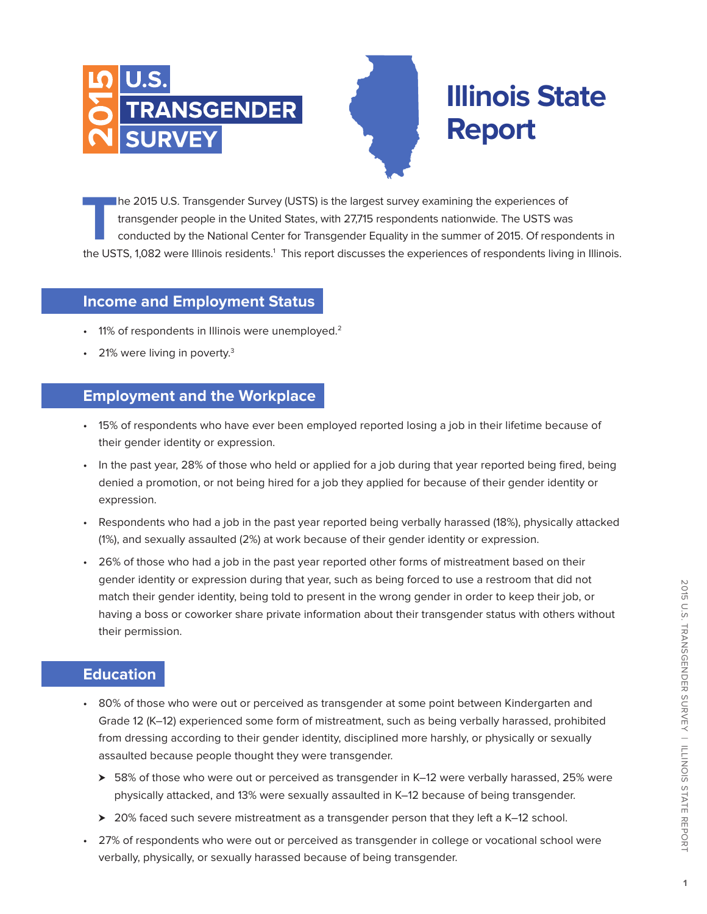# 2015 U.S. TRANSGENDER SURVEY

# Illinois State Report

The 2015 U.S. Transgender Survey (USTS) is the largest survey examining the experiences of transgender people in the United States, with 27,715 respondents nationwide. The USTS was conducted by the National Center for Transgender Equality in the summer of 2015. Of respondents in the USTS, 1,082 were Illinois residents.[1] This report discusses the experiences of respondents living in Illinois.

## Income and Employment Status

- 11% of respondents in Illinois were unemployed.[2]
- 21% were living in poverty.[3]

## Employment and the Workplace

- 15% of respondents who have ever been employed reported losing a job in their lifetime because of their gender identity or expression.
- In the past year, 28% of those who held or applied for a job during that year reported being fired, being denied a promotion, or not being hired for a job they applied for because of their gender identity or expression.
- Respondents who had a job in the past year reported being verbally harassed (18%), physically attacked (1%), and sexually assaulted (2%) at work because of their gender identity or expression.
- 26% of those who had a job in the past year reported other forms of mistreatment based on their gender identity or expression during that year, such as being forced to use a restroom that did not match their gender identity, being told to present in the wrong gender in order to keep their job, or having a boss or coworker share private information about their transgender status with others without their permission.

## Education

- 80% of those who were out or perceived as transgender at some point between Kindergarten and Grade 12 (K–12) experienced some form of mistreatment, such as being verbally harassed, prohibited from dressing according to their gender identity, disciplined more harshly, or physically or sexually assaulted because people thought they were transgender.
  - 58% of those who were out or perceived as transgender in K–12 were verbally harassed, 25% were physically attacked, and 13% were sexually assaulted in K–12 because of being transgender.
  - 20% faced such severe mistreatment as a transgender person that they left a K–12 school.
- 27% of respondents who were out or perceived as transgender in college or vocational school were verbally, physically, or sexually harassed because of being transgender.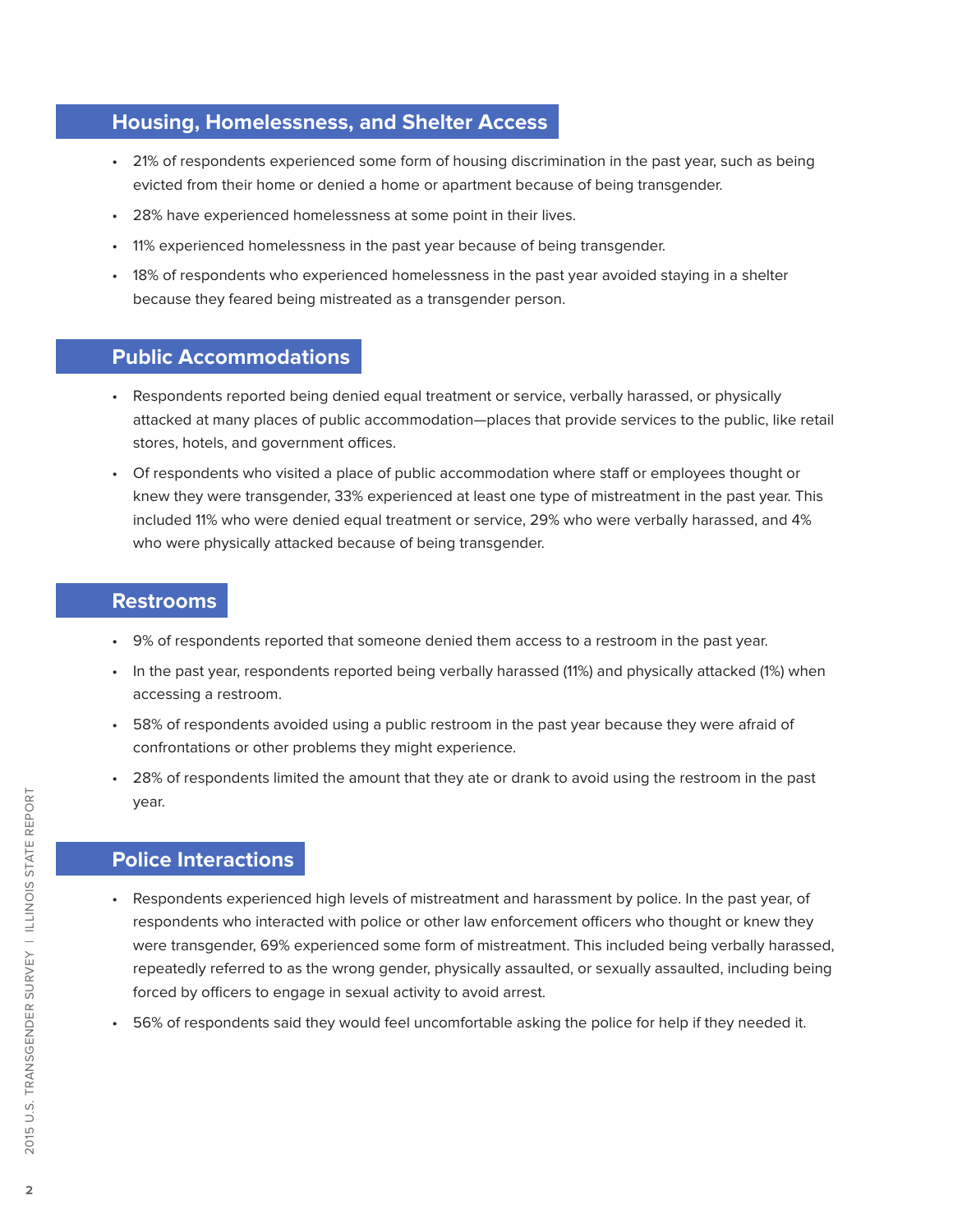## Housing, Homelessness, and Shelter Access

- 21% of respondents experienced some form of housing discrimination in the past year, such as being evicted from their home or denied a home or apartment because of being transgender.
- 28% have experienced homelessness at some point in their lives.
- 11% experienced homelessness in the past year because of being transgender.
- 18% of respondents who experienced homelessness in the past year avoided staying in a shelter because they feared being mistreated as a transgender person.

## Public Accommodations

- Respondents reported being denied equal treatment or service, verbally harassed, or physically attacked at many places of public accommodation—places that provide services to the public, like retail stores, hotels, and government offices.
- Of respondents who visited a place of public accommodation where staff or employees thought or knew they were transgender, 33% experienced at least one type of mistreatment in the past year. This included 11% who were denied equal treatment or service, 29% who were verbally harassed, and 4% who were physically attacked because of being transgender.

## Restrooms

- 9% of respondents reported that someone denied them access to a restroom in the past year.
- In the past year, respondents reported being verbally harassed (11%) and physically attacked (1%) when accessing a restroom.
- 58% of respondents avoided using a public restroom in the past year because they were afraid of confrontations or other problems they might experience.
- 28% of respondents limited the amount that they ate or drank to avoid using the restroom in the past year.

## Police Interactions

- Respondents experienced high levels of mistreatment and harassment by police. In the past year, of respondents who interacted with police or other law enforcement officers who thought or knew they were transgender, 69% experienced some form of mistreatment. This included being verbally harassed, repeatedly referred to as the wrong gender, physically assaulted, or sexually assaulted, including being forced by officers to engage in sexual activity to avoid arrest.
- 56% of respondents said they would feel uncomfortable asking the police for help if they needed it.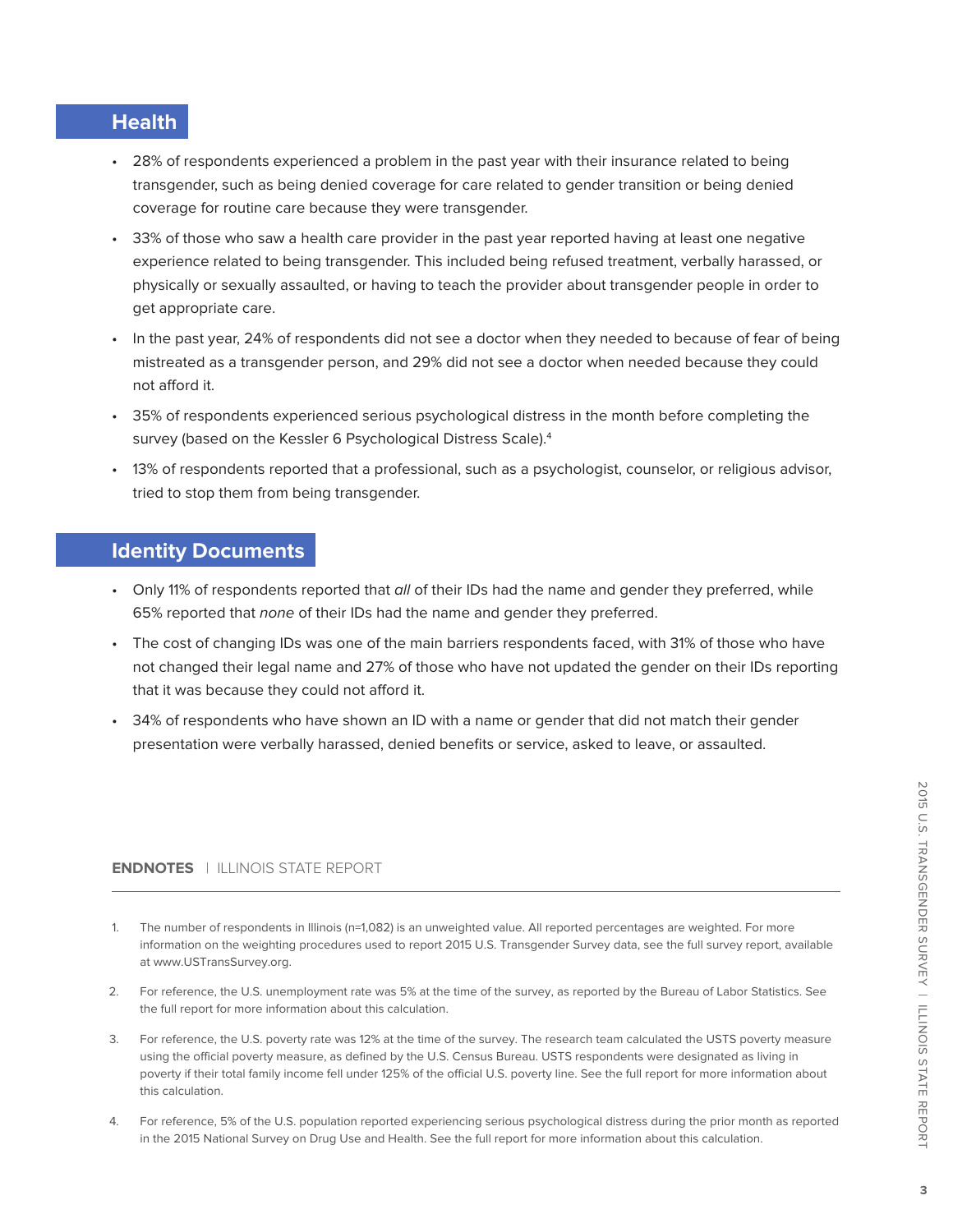## Health

- 28% of respondents experienced a problem in the past year with their insurance related to being transgender, such as being denied coverage for care related to gender transition or being denied coverage for routine care because they were transgender.
- 33% of those who saw a health care provider in the past year reported having at least one negative experience related to being transgender. This included being refused treatment, verbally harassed, or physically or sexually assaulted, or having to teach the provider about transgender people in order to get appropriate care.
- In the past year, 24% of respondents did not see a doctor when they needed to because of fear of being mistreated as a transgender person, and 29% did not see a doctor when needed because they could not afford it.
- 35% of respondents experienced serious psychological distress in the month before completing the survey (based on the Kessler 6 Psychological Distress Scale).[4]
- 13% of respondents reported that a professional, such as a psychologist, counselor, or religious advisor, tried to stop them from being transgender.

## Identity Documents

- Only 11% of respondents reported that *all* of their IDs had the name and gender they preferred, while 65% reported that *none* of their IDs had the name and gender they preferred.
- The cost of changing IDs was one of the main barriers respondents faced, with 31% of those who have not changed their legal name and 27% of those who have not updated the gender on their IDs reporting that it was because they could not afford it.
- 34% of respondents who have shown an ID with a name or gender that did not match their gender presentation were verbally harassed, denied benefits or service, asked to leave, or assaulted.

**ENDNOTES** | ILLINOIS STATE REPORT

1. The number of respondents in Illinois (n=1,082) is an unweighted value. All reported percentages are weighted. For more information on the weighting procedures used to report 2015 U.S. Transgender Survey data, see the full survey report, available at www.USTransSurvey.org.
2. For reference, the U.S. unemployment rate was 5% at the time of the survey, as reported by the Bureau of Labor Statistics. See the full report for more information about this calculation.
3. For reference, the U.S. poverty rate was 12% at the time of the survey. The research team calculated the USTS poverty measure using the official poverty measure, as defined by the U.S. Census Bureau. USTS respondents were designated as living in poverty if their total family income fell under 125% of the official U.S. poverty line. See the full report for more information about this calculation.
4. For reference, 5% of the U.S. population reported experiencing serious psychological distress during the prior month as reported in the 2015 National Survey on Drug Use and Health. See the full report for more information about this calculation.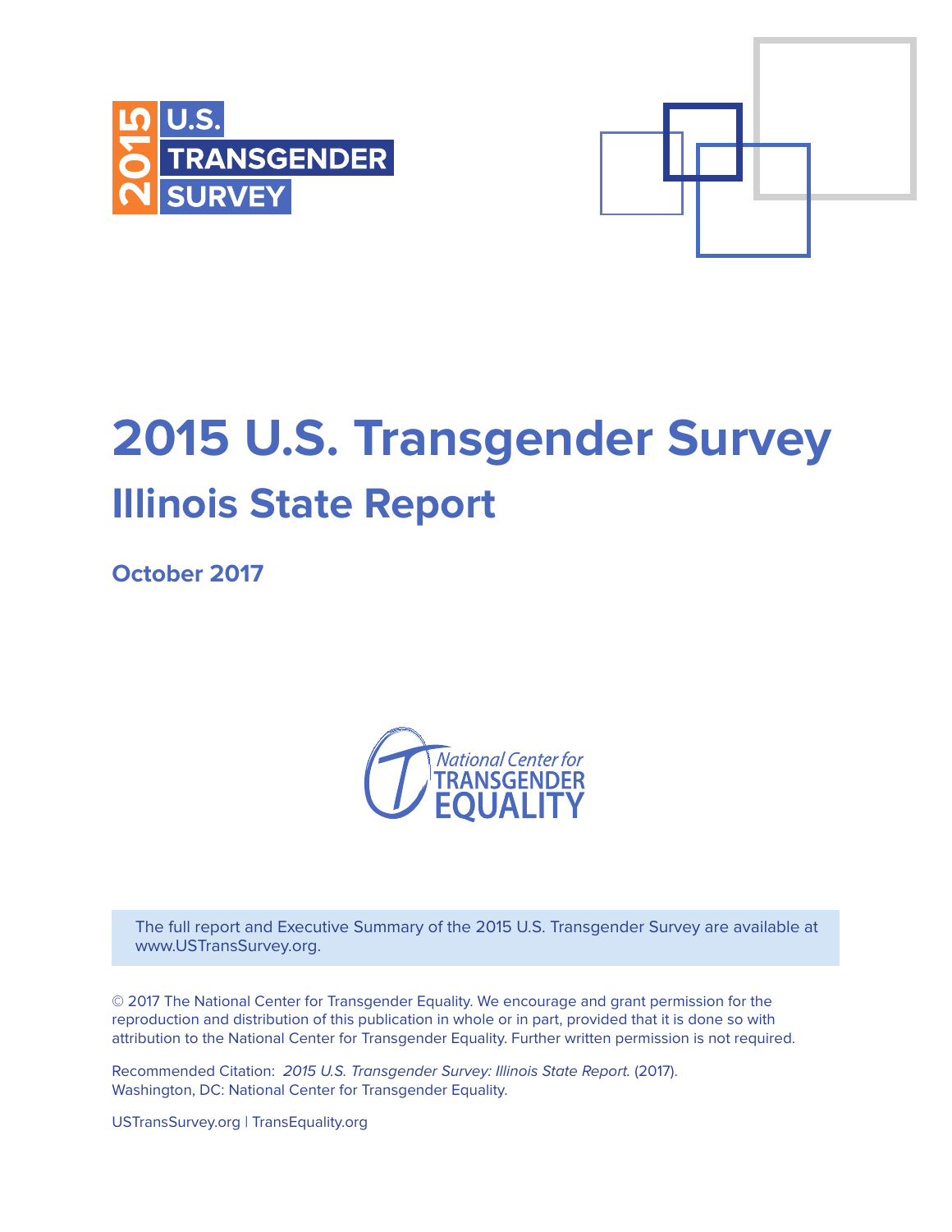2015 U.S. TRANSGENDER SURVEY

# 2015 U.S. Transgender Survey

## Illinois State Report

**October 2017**

National Center for TRANSGENDER EQUALITY

The full report and Executive Summary of the 2015 U.S. Transgender Survey are available at www.USTransSurvey.org.

© 2017 The National Center for Transgender Equality. We encourage and grant permission for the reproduction and distribution of this publication in whole or in part, provided that it is done so with attribution to the National Center for Transgender Equality. Further written permission is not required.

Recommended Citation: *2015 U.S. Transgender Survey: Illinois State Report.* (2017). Washington, DC: National Center for Transgender Equality.

USTransSurvey.org | TransEquality.org